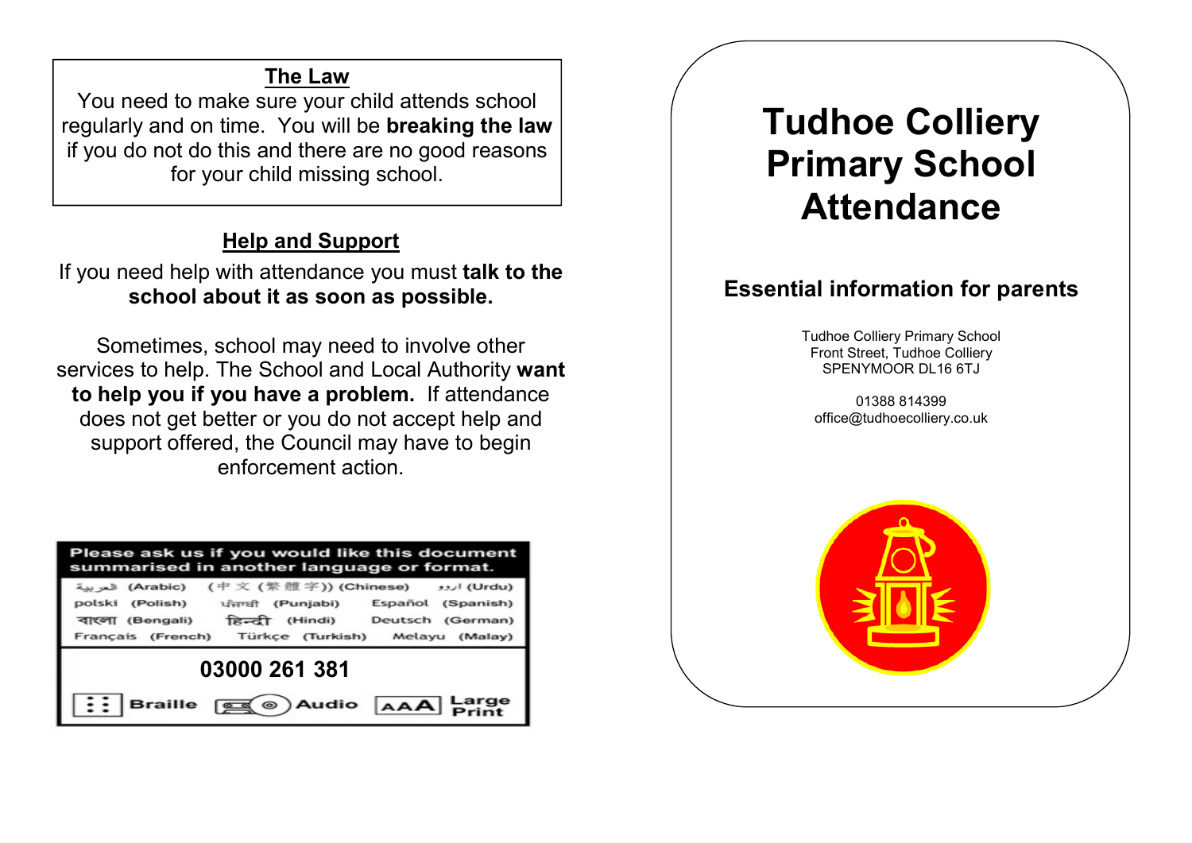## The Law

You need to make sure your child attends school regularly and on time. You will be **breaking the law** if you do not do this and there are no good reasons for your child missing school.

## Help and Support

If you need help with attendance you must **talk to the school about it as soon as possible.**

Sometimes, school may need to involve other services to help. The School and Local Authority **want to help you if you have a problem.** If attendance does not get better or you do not accept help and support offered, the Council may have to begin enforcement action.

**Please ask us if you would like this document summarised in another language or format.**

العربية (Arabic) (中 文 (繁 體 字)) (Chinese) اردو (Urdu)
polski (Polish) ਪੰਜਾਬੀ (Punjabi) Español (Spanish)
বাংলা (Bengali) हिन्दी (Hindi) Deutsch (German)
Français (French) Türkçe (Turkish) Melayu (Malay)

**03000 261 381**

Braille Audio Large Print

# Tudhoe Colliery Primary School Attendance

## Essential information for parents

Tudhoe Colliery Primary School
Front Street, Tudhoe Colliery
SPENYMOOR DL16 6TJ

01388 814399
office@tudhoecolliery.co.uk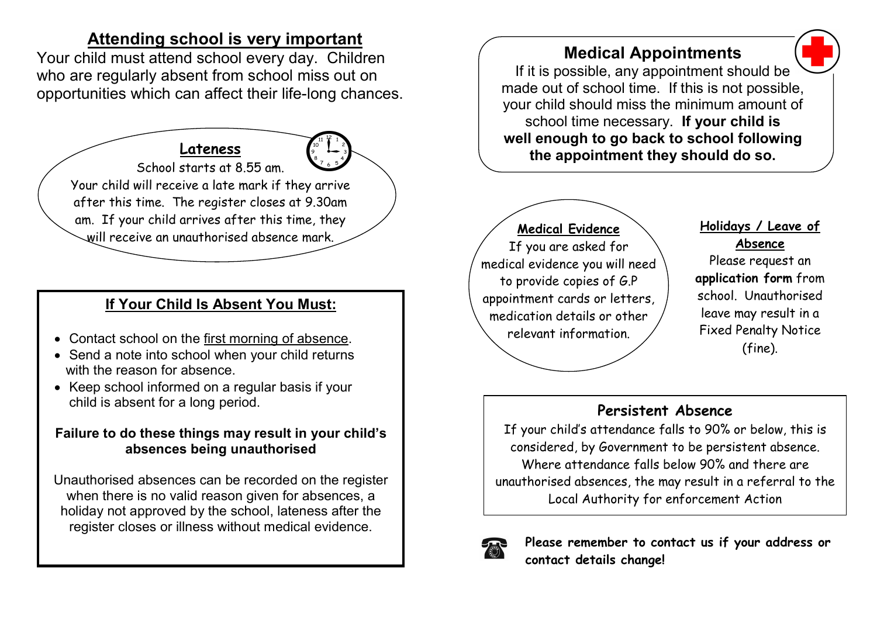## Attending school is very important

Your child must attend school every day. Children who are regularly absent from school miss out on opportunities which can affect their life-long chances.

### Lateness

School starts at 8.55 am.

Your child will receive a late mark if they arrive after this time. The register closes at 9.30am am. If your child arrives after this time, they will receive an unauthorised absence mark.

### If Your Child Is Absent You Must:

- Contact school on the first morning of absence.
- Send a note into school when your child returns with the reason for absence.
- Keep school informed on a regular basis if your child is absent for a long period.

**Failure to do these things may result in your child's absences being unauthorised**

Unauthorised absences can be recorded on the register when there is no valid reason given for absences, a holiday not approved by the school, lateness after the register closes or illness without medical evidence.

### Medical Appointments

If it is possible, any appointment should be made out of school time. If this is not possible, your child should miss the minimum amount of school time necessary. **If your child is well enough to go back to school following the appointment they should do so.**

### Medical Evidence

If you are asked for medical evidence you will need to provide copies of G.P appointment cards or letters, medication details or other relevant information.

### Holidays / Leave of Absence

Please request an **application form** from school. Unauthorised leave may result in a Fixed Penalty Notice (fine).

### Persistent Absence

If your child's attendance falls to 90% or below, this is considered, by Government to be persistent absence. Where attendance falls below 90% and there are unauthorised absences, the may result in a referral to the Local Authority for enforcement Action

**Please remember to contact us if your address or contact details change!**